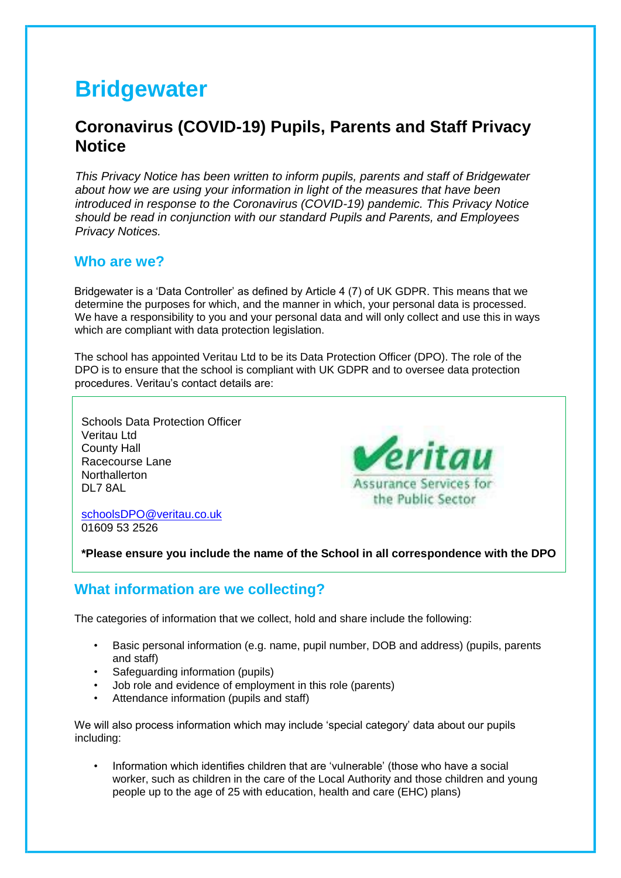# Bridgewater

## Coronavirus (COVID-19) Pupils, Parents and Staff Privacy Notice

*This Privacy Notice has been written to inform pupils, parents and staff of Bridgewater about how we are using your information in light of the measures that have been introduced in response to the Coronavirus (COVID-19) pandemic. This Privacy Notice should be read in conjunction with our standard Pupils and Parents, and Employees Privacy Notices.*

### Who are we?

Bridgewater is a 'Data Controller' as defined by Article 4 (7) of UK GDPR. This means that we determine the purposes for which, and the manner in which, your personal data is processed. We have a responsibility to you and your personal data and will only collect and use this in ways which are compliant with data protection legislation.

The school has appointed Veritau Ltd to be its Data Protection Officer (DPO). The role of the DPO is to ensure that the school is compliant with UK GDPR and to oversee data protection procedures. Veritau's contact details are:

Schools Data Protection Officer
Veritau Ltd
County Hall
Racecourse Lane
Northallerton
DL7 8AL

schoolsDPO@veritau.co.uk
01609 53 2526

**\*Please ensure you include the name of the School in all correspondence with the DPO**

### What information are we collecting?

The categories of information that we collect, hold and share include the following:

- Basic personal information (e.g. name, pupil number, DOB and address) (pupils, parents and staff)
- Safeguarding information (pupils)
- Job role and evidence of employment in this role (parents)
- Attendance information (pupils and staff)

We will also process information which may include 'special category' data about our pupils including:

- Information which identifies children that are 'vulnerable' (those who have a social worker, such as children in the care of the Local Authority and those children and young people up to the age of 25 with education, health and care (EHC) plans)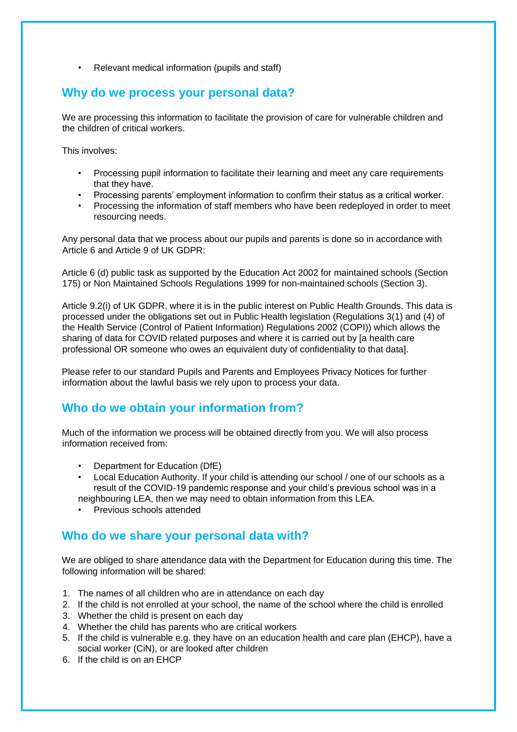- Relevant medical information (pupils and staff)

## Why do we process your personal data?

We are processing this information to facilitate the provision of care for vulnerable children and the children of critical workers.

This involves:

- Processing pupil information to facilitate their learning and meet any care requirements that they have.
- Processing parents' employment information to confirm their status as a critical worker.
- Processing the information of staff members who have been redeployed in order to meet resourcing needs.

Any personal data that we process about our pupils and parents is done so in accordance with Article 6 and Article 9 of UK GDPR:

Article 6 (d) public task as supported by the Education Act 2002 for maintained schools (Section 175) or Non Maintained Schools Regulations 1999 for non-maintained schools (Section 3).

Article 9.2(i) of UK GDPR, where it is in the public interest on Public Health Grounds. This data is processed under the obligations set out in Public Health legislation (Regulations 3(1) and (4) of the Health Service (Control of Patient Information) Regulations 2002 (COPI)) which allows the sharing of data for COVID related purposes and where it is carried out by [a health care professional OR someone who owes an equivalent duty of confidentiality to that data].

Please refer to our standard Pupils and Parents and Employees Privacy Notices for further information about the lawful basis we rely upon to process your data.

## Who do we obtain your information from?

Much of the information we process will be obtained directly from you. We will also process information received from:

- Department for Education (DfE)
- Local Education Authority. If your child is attending our school / one of our schools as a result of the COVID-19 pandemic response and your child's previous school was in a neighbouring LEA, then we may need to obtain information from this LEA.
- Previous schools attended

## Who do we share your personal data with?

We are obliged to share attendance data with the Department for Education during this time. The following information will be shared:

1. The names of all children who are in attendance on each day
2. If the child is not enrolled at your school, the name of the school where the child is enrolled
3. Whether the child is present on each day
4. Whether the child has parents who are critical workers
5. If the child is vulnerable e.g. they have on an education health and care plan (EHCP), have a social worker (CiN), or are looked after children
6. If the child is on an EHCP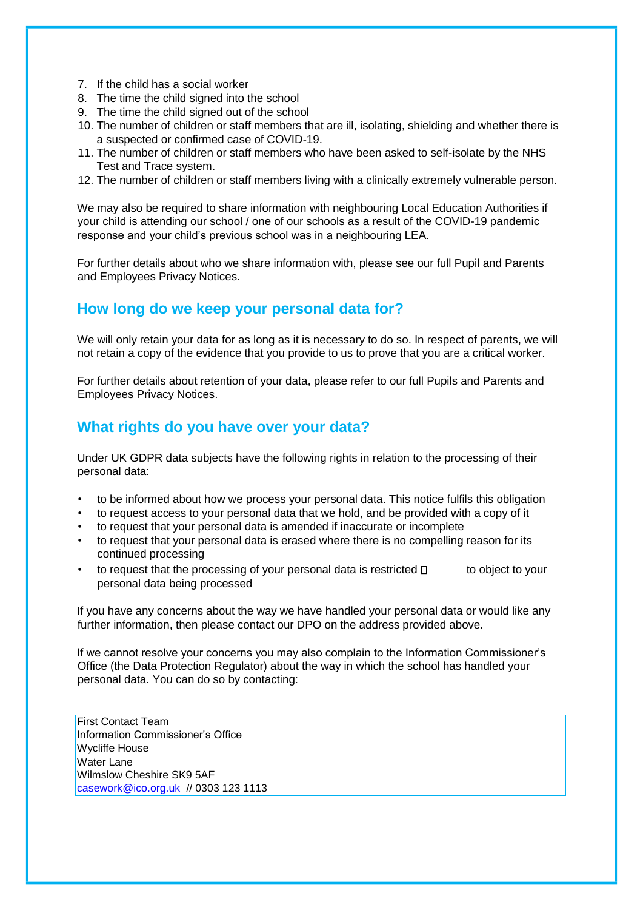7. If the child has a social worker
8. The time the child signed into the school
9. The time the child signed out of the school
10. The number of children or staff members that are ill, isolating, shielding and whether there is a suspected or confirmed case of COVID-19.
11. The number of children or staff members who have been asked to self-isolate by the NHS Test and Trace system.
12. The number of children or staff members living with a clinically extremely vulnerable person.

We may also be required to share information with neighbouring Local Education Authorities if your child is attending our school / one of our schools as a result of the COVID-19 pandemic response and your child's previous school was in a neighbouring LEA.

For further details about who we share information with, please see our full Pupil and Parents and Employees Privacy Notices.

## How long do we keep your personal data for?

We will only retain your data for as long as it is necessary to do so. In respect of parents, we will not retain a copy of the evidence that you provide to us to prove that you are a critical worker.

For further details about retention of your data, please refer to our full Pupils and Parents and Employees Privacy Notices.

## What rights do you have over your data?

Under UK GDPR data subjects have the following rights in relation to the processing of their personal data:

- to be informed about how we process your personal data. This notice fulfils this obligation
- to request access to your personal data that we hold, and be provided with a copy of it
- to request that your personal data is amended if inaccurate or incomplete
- to request that your personal data is erased where there is no compelling reason for its continued processing
- to request that the processing of your personal data is restricted  to object to your personal data being processed

If you have any concerns about the way we have handled your personal data or would like any further information, then please contact our DPO on the address provided above.

If we cannot resolve your concerns you may also complain to the Information Commissioner's Office (the Data Protection Regulator) about the way in which the school has handled your personal data. You can do so by contacting:

First Contact Team
Information Commissioner's Office
Wycliffe House
Water Lane
Wilmslow Cheshire SK9 5AF
casework@ico.org.uk // 0303 123 1113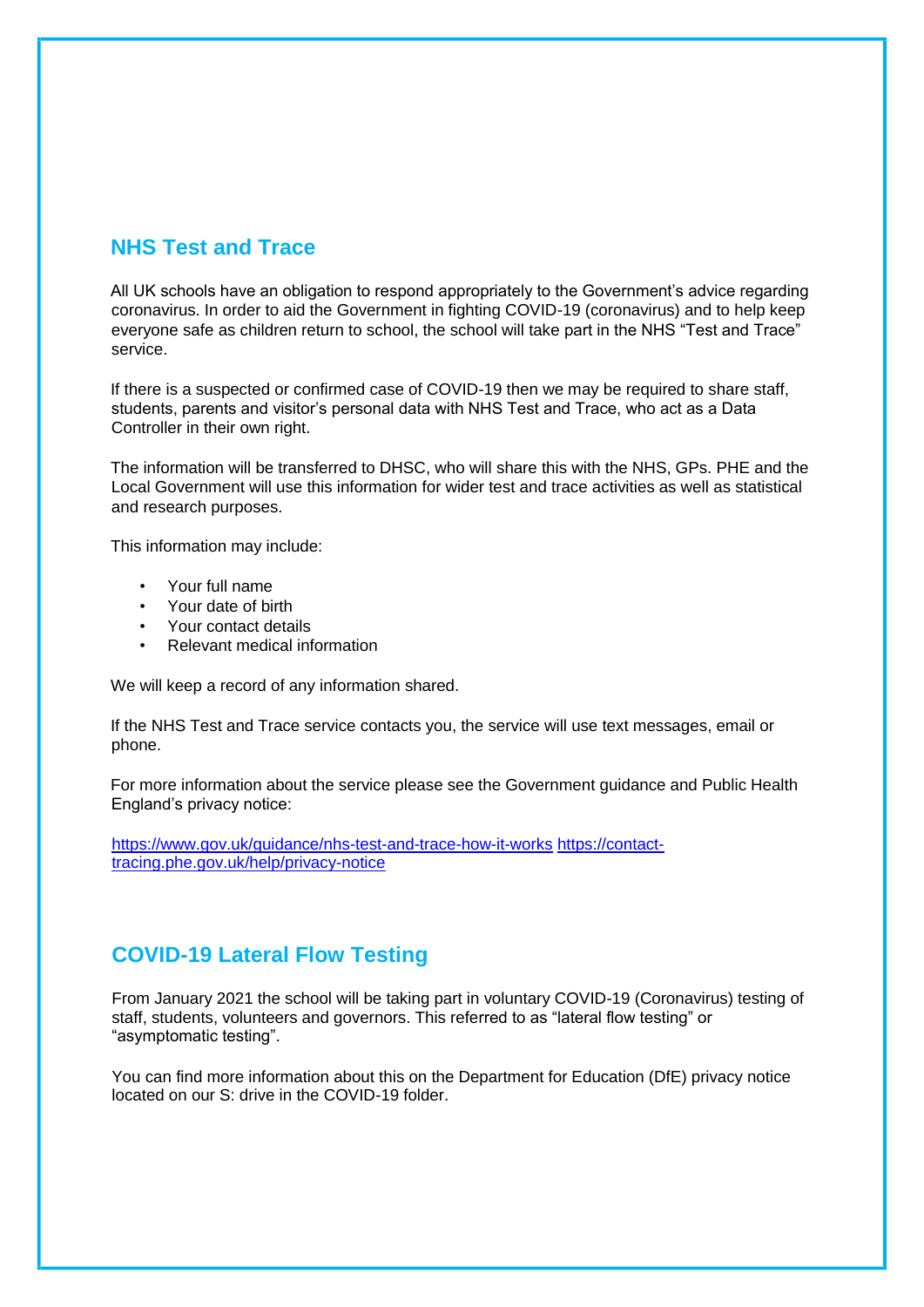## NHS Test and Trace

All UK schools have an obligation to respond appropriately to the Government's advice regarding coronavirus. In order to aid the Government in fighting COVID-19 (coronavirus) and to help keep everyone safe as children return to school, the school will take part in the NHS "Test and Trace" service.

If there is a suspected or confirmed case of COVID-19 then we may be required to share staff, students, parents and visitor's personal data with NHS Test and Trace, who act as a Data Controller in their own right.

The information will be transferred to DHSC, who will share this with the NHS, GPs. PHE and the Local Government will use this information for wider test and trace activities as well as statistical and research purposes.

This information may include:

- Your full name
- Your date of birth
- Your contact details
- Relevant medical information

We will keep a record of any information shared.

If the NHS Test and Trace service contacts you, the service will use text messages, email or phone.

For more information about the service please see the Government guidance and Public Health England's privacy notice:

https://www.gov.uk/guidance/nhs-test-and-trace-how-it-works https://contact-tracing.phe.gov.uk/help/privacy-notice

## COVID-19 Lateral Flow Testing

From January 2021 the school will be taking part in voluntary COVID-19 (Coronavirus) testing of staff, students, volunteers and governors. This referred to as "lateral flow testing" or "asymptomatic testing".

You can find more information about this on the Department for Education (DfE) privacy notice located on our S: drive in the COVID-19 folder.